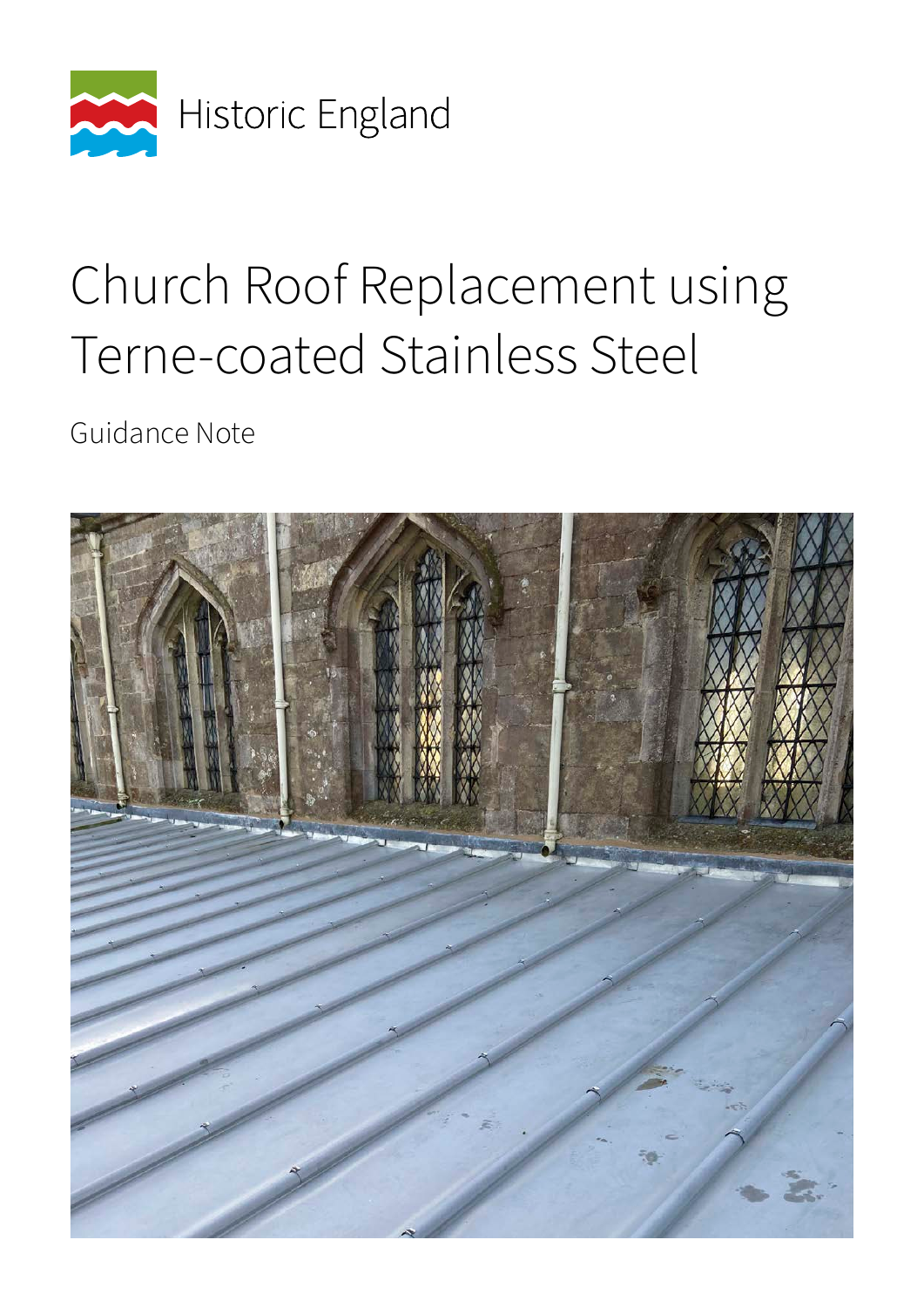Historic England

# Church Roof Replacement using Terne-coated Stainless Steel

Guidance Note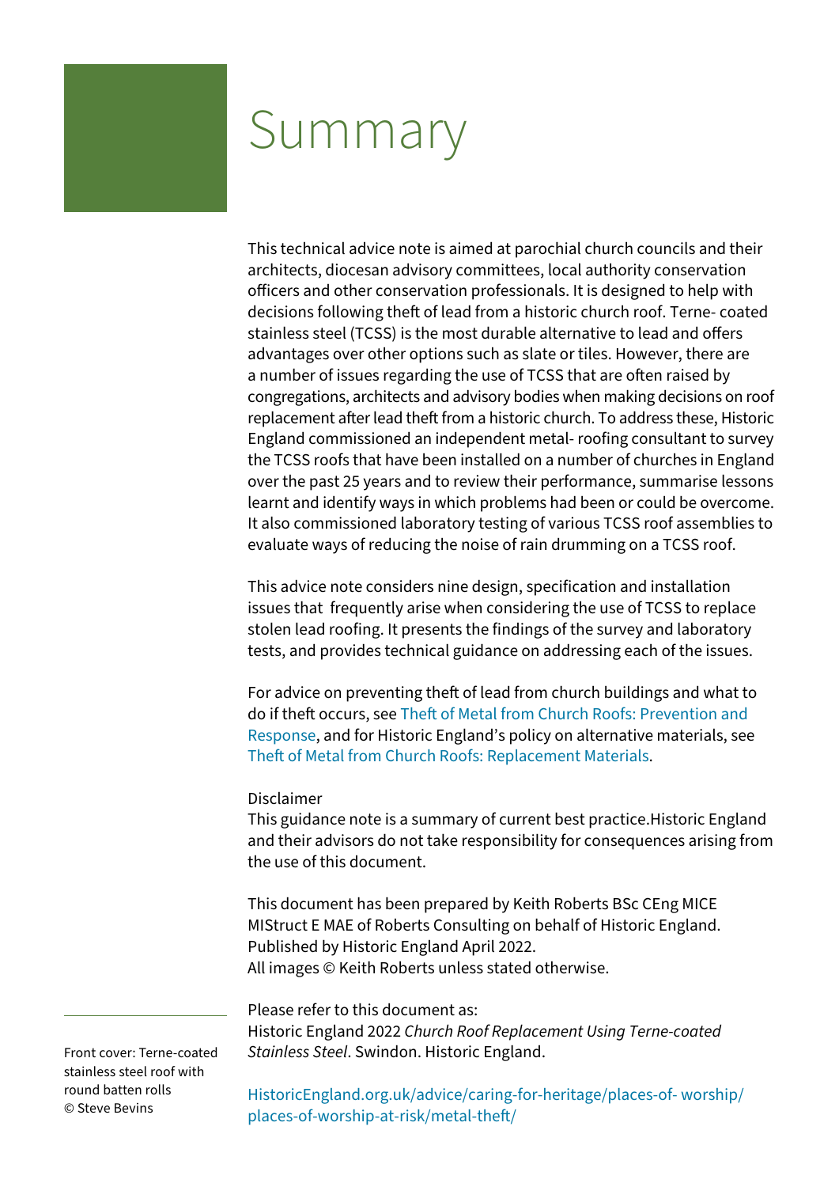# Summary

This technical advice note is aimed at parochial church councils and their architects, diocesan advisory committees, local authority conservation officers and other conservation professionals. It is designed to help with decisions following theft of lead from a historic church roof. Terne- coated stainless steel (TCSS) is the most durable alternative to lead and offers advantages over other options such as slate or tiles. However, there are a number of issues regarding the use of TCSS that are often raised by congregations, architects and advisory bodies when making decisions on roof replacement after lead theft from a historic church. To address these, Historic England commissioned an independent metal- roofing consultant to survey the TCSS roofs that have been installed on a number of churches in England over the past 25 years and to review their performance, summarise lessons learnt and identify ways in which problems had been or could be overcome. It also commissioned laboratory testing of various TCSS roof assemblies to evaluate ways of reducing the noise of rain drumming on a TCSS roof.

This advice note considers nine design, specification and installation issues that frequently arise when considering the use of TCSS to replace stolen lead roofing. It presents the findings of the survey and laboratory tests, and provides technical guidance on addressing each of the issues.

For advice on preventing theft of lead from church buildings and what to do if theft occurs, see Theft of Metal from Church Roofs: Prevention and Response, and for Historic England's policy on alternative materials, see Theft of Metal from Church Roofs: Replacement Materials.

Disclaimer
This guidance note is a summary of current best practice.Historic England and their advisors do not take responsibility for consequences arising from the use of this document.

This document has been prepared by Keith Roberts BSc CEng MICE MIStruct E MAE of Roberts Consulting on behalf of Historic England. Published by Historic England April 2022.
All images © Keith Roberts unless stated otherwise.

Please refer to this document as:
Historic England 2022 *Church Roof Replacement Using Terne-coated Stainless Steel*. Swindon. Historic England.

HistoricEngland.org.uk/advice/caring-for-heritage/places-of- worship/places-of-worship-at-risk/metal-theft/

Front cover: Terne-coated stainless steel roof with round batten rolls © Steve Bevins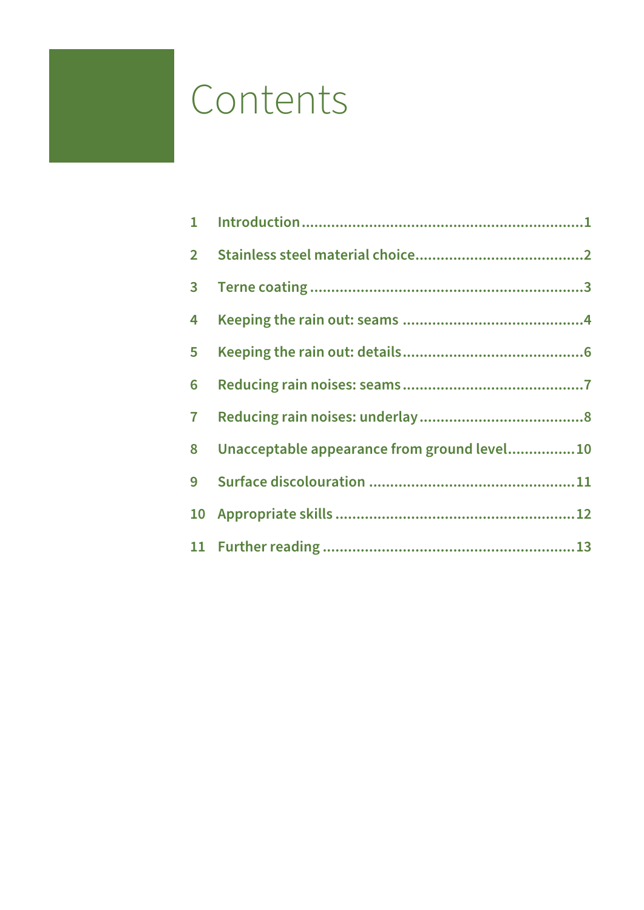# Contents

1 Introduction ........................................................................1

2 Stainless steel material choice ...........................................2

3 Terne coating ......................................................................3

4 Keeping the rain out: seams ..............................................4

5 Keeping the rain out: details ..............................................6

6 Reducing rain noises: seams ..............................................7

7 Reducing rain noises: underlay ...........................................8

8 Unacceptable appearance from ground level ................10

9 Surface discolouration ....................................................11

10 Appropriate skills ............................................................12

11 Further reading ...............................................................13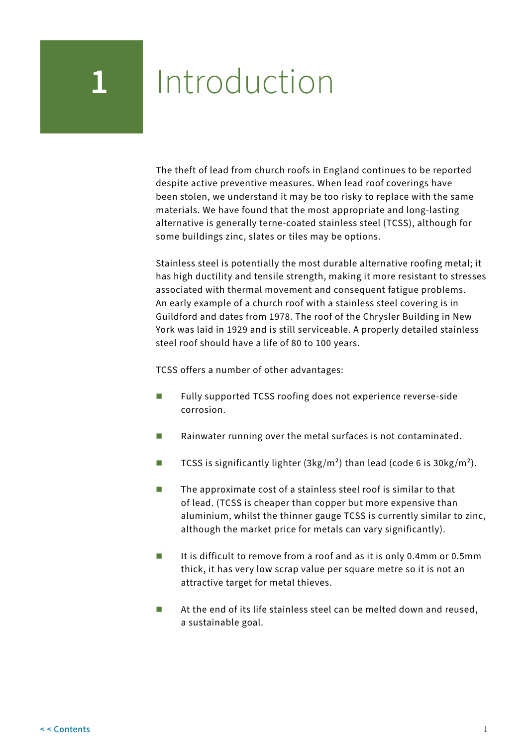# 1 Introduction

The theft of lead from church roofs in England continues to be reported despite active preventive measures. When lead roof coverings have been stolen, we understand it may be too risky to replace with the same materials. We have found that the most appropriate and long-lasting alternative is generally terne-coated stainless steel (TCSS), although for some buildings zinc, slates or tiles may be options.

Stainless steel is potentially the most durable alternative roofing metal; it has high ductility and tensile strength, making it more resistant to stresses associated with thermal movement and consequent fatigue problems. An early example of a church roof with a stainless steel covering is in Guildford and dates from 1978. The roof of the Chrysler Building in New York was laid in 1929 and is still serviceable. A properly detailed stainless steel roof should have a life of 80 to 100 years.

TCSS offers a number of other advantages:

- Fully supported TCSS roofing does not experience reverse-side corrosion.
- Rainwater running over the metal surfaces is not contaminated.
- TCSS is significantly lighter (3kg/m$^2$) than lead (code 6 is 30kg/m$^2$).
- The approximate cost of a stainless steel roof is similar to that of lead. (TCSS is cheaper than copper but more expensive than aluminium, whilst the thinner gauge TCSS is currently similar to zinc, although the market price for metals can vary significantly).
- It is difficult to remove from a roof and as it is only 0.4mm or 0.5mm thick, it has very low scrap value per square metre so it is not an attractive target for metal thieves.
- At the end of its life stainless steel can be melted down and reused, a sustainable goal.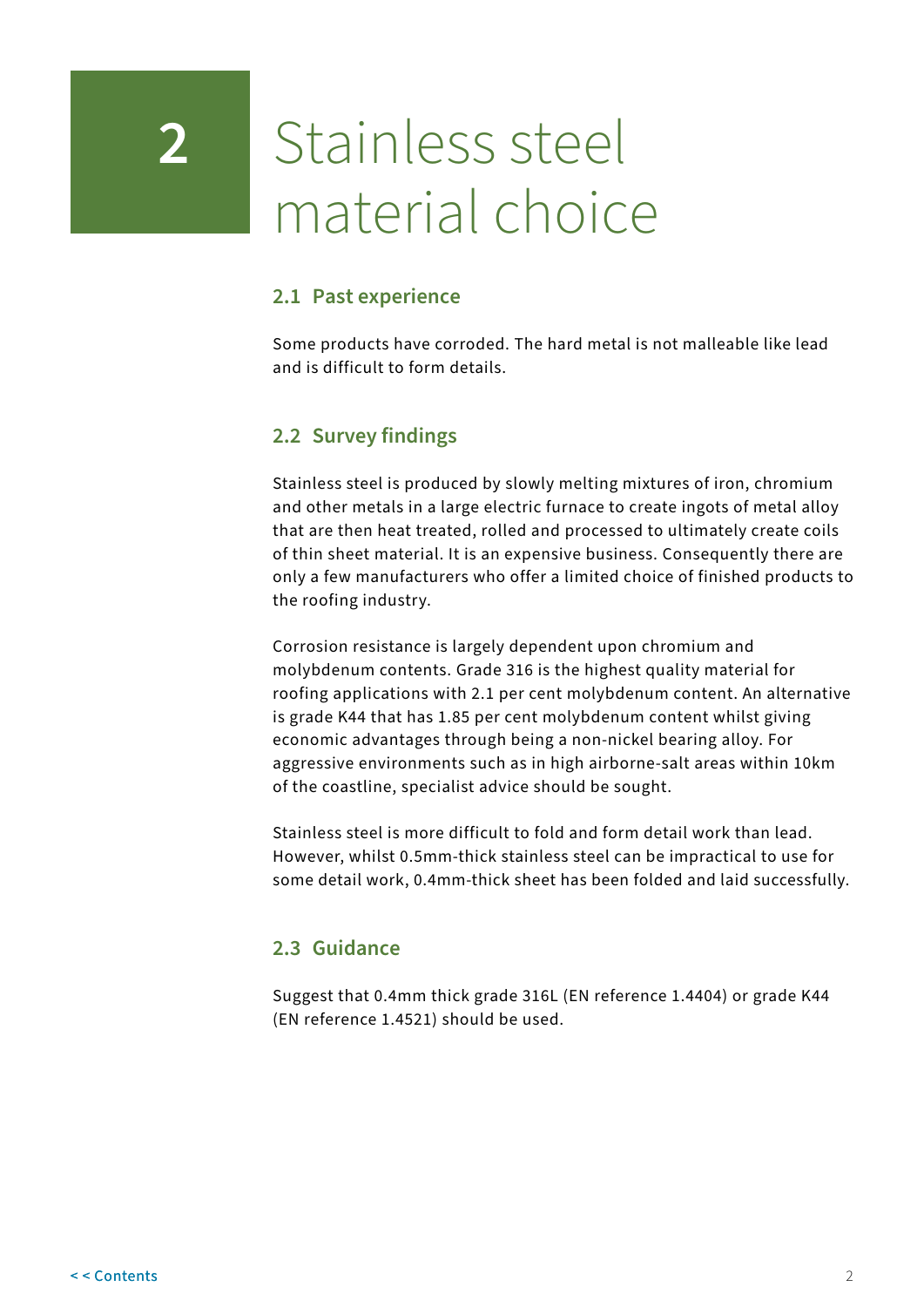# 2 Stainless steel material choice

## 2.1 Past experience

Some products have corroded. The hard metal is not malleable like lead and is difficult to form details.

## 2.2 Survey findings

Stainless steel is produced by slowly melting mixtures of iron, chromium and other metals in a large electric furnace to create ingots of metal alloy that are then heat treated, rolled and processed to ultimately create coils of thin sheet material. It is an expensive business. Consequently there are only a few manufacturers who offer a limited choice of finished products to the roofing industry.

Corrosion resistance is largely dependent upon chromium and molybdenum contents. Grade 316 is the highest quality material for roofing applications with 2.1 per cent molybdenum content. An alternative is grade K44 that has 1.85 per cent molybdenum content whilst giving economic advantages through being a non-nickel bearing alloy. For aggressive environments such as in high airborne-salt areas within 10km of the coastline, specialist advice should be sought.

Stainless steel is more difficult to fold and form detail work than lead. However, whilst 0.5mm-thick stainless steel can be impractical to use for some detail work, 0.4mm-thick sheet has been folded and laid successfully.

## 2.3 Guidance

Suggest that 0.4mm thick grade 316L (EN reference 1.4404) or grade K44 (EN reference 1.4521) should be used.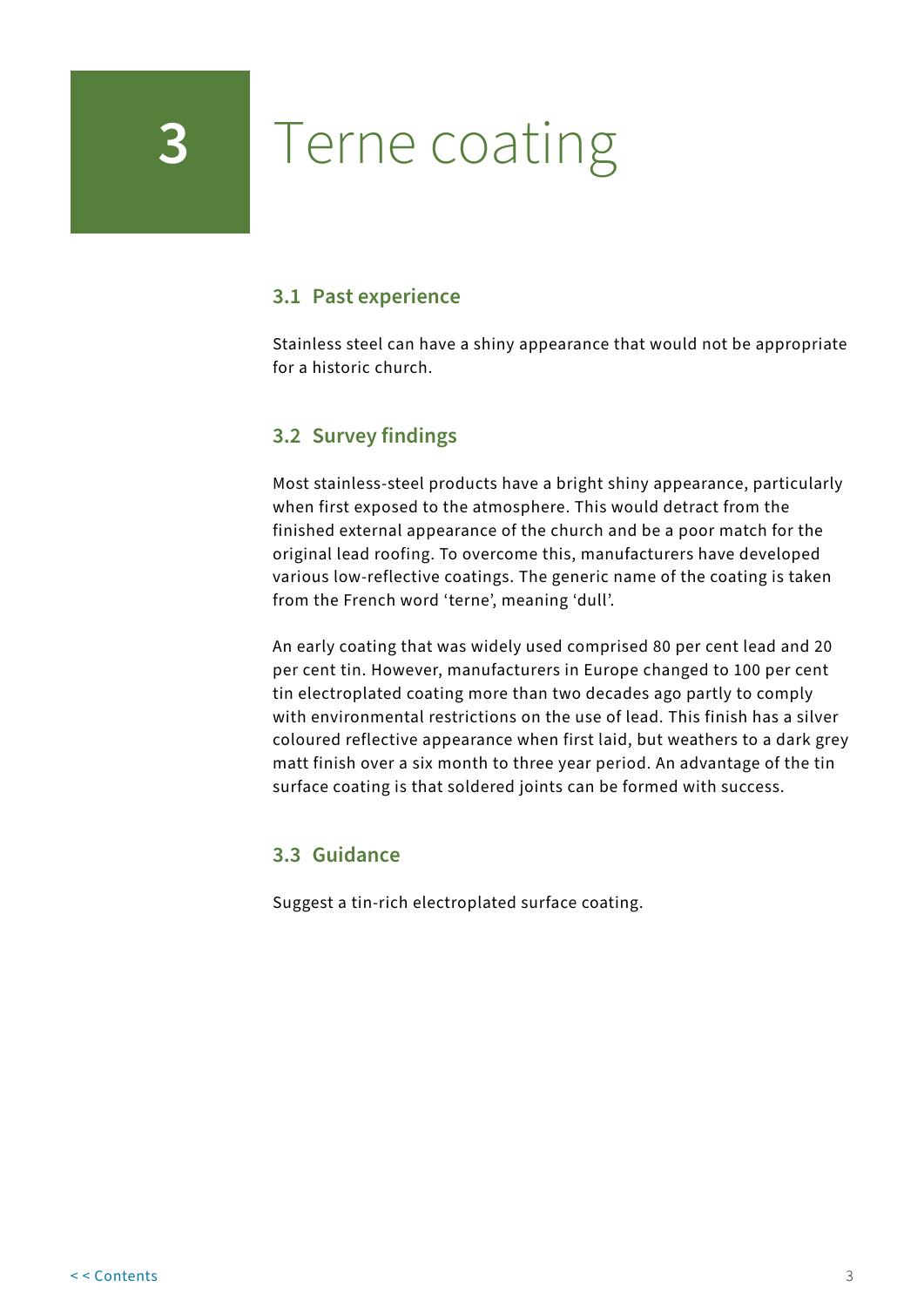# 3 Terne coating

## 3.1 Past experience

Stainless steel can have a shiny appearance that would not be appropriate for a historic church.

## 3.2 Survey findings

Most stainless-steel products have a bright shiny appearance, particularly when first exposed to the atmosphere. This would detract from the finished external appearance of the church and be a poor match for the original lead roofing. To overcome this, manufacturers have developed various low-reflective coatings. The generic name of the coating is taken from the French word 'terne', meaning 'dull'.

An early coating that was widely used comprised 80 per cent lead and 20 per cent tin. However, manufacturers in Europe changed to 100 per cent tin electroplated coating more than two decades ago partly to comply with environmental restrictions on the use of lead. This finish has a silver coloured reflective appearance when first laid, but weathers to a dark grey matt finish over a six month to three year period. An advantage of the tin surface coating is that soldered joints can be formed with success.

## 3.3 Guidance

Suggest a tin-rich electroplated surface coating.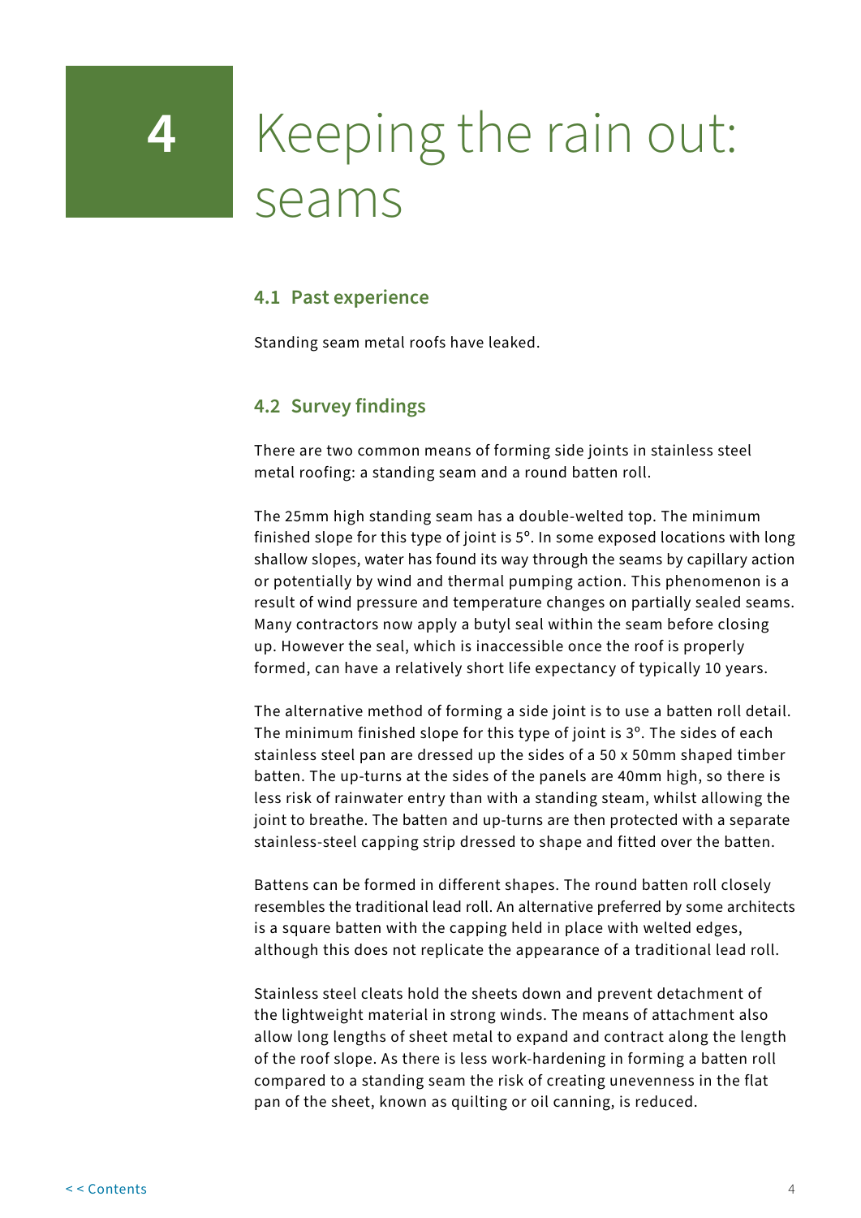# 4 Keeping the rain out: seams

## 4.1 Past experience

Standing seam metal roofs have leaked.

## 4.2 Survey findings

There are two common means of forming side joints in stainless steel metal roofing: a standing seam and a round batten roll.

The 25mm high standing seam has a double-welted top. The minimum finished slope for this type of joint is 5°. In some exposed locations with long shallow slopes, water has found its way through the seams by capillary action or potentially by wind and thermal pumping action. This phenomenon is a result of wind pressure and temperature changes on partially sealed seams. Many contractors now apply a butyl seal within the seam before closing up. However the seal, which is inaccessible once the roof is properly formed, can have a relatively short life expectancy of typically 10 years.

The alternative method of forming a side joint is to use a batten roll detail. The minimum finished slope for this type of joint is 3°. The sides of each stainless steel pan are dressed up the sides of a 50 x 50mm shaped timber batten. The up-turns at the sides of the panels are 40mm high, so there is less risk of rainwater entry than with a standing steam, whilst allowing the joint to breathe. The batten and up-turns are then protected with a separate stainless-steel capping strip dressed to shape and fitted over the batten.

Battens can be formed in different shapes. The round batten roll closely resembles the traditional lead roll. An alternative preferred by some architects is a square batten with the capping held in place with welted edges, although this does not replicate the appearance of a traditional lead roll.

Stainless steel cleats hold the sheets down and prevent detachment of the lightweight material in strong winds. The means of attachment also allow long lengths of sheet metal to expand and contract along the length of the roof slope. As there is less work-hardening in forming a batten roll compared to a standing seam the risk of creating unevenness in the flat pan of the sheet, known as quilting or oil canning, is reduced.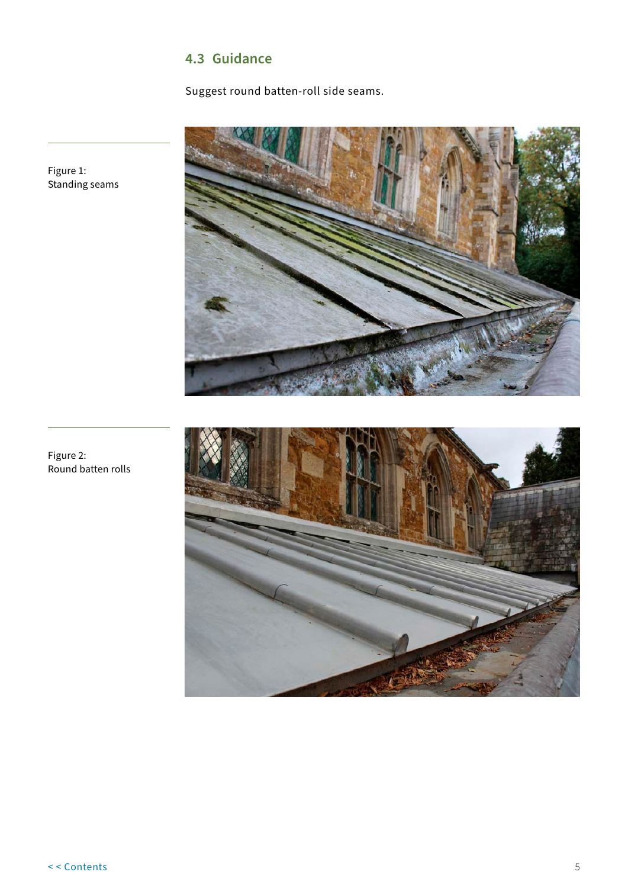## 4.3 Guidance

Suggest round batten-roll side seams.

Figure 1:
Standing seams

Figure 2:
Round batten rolls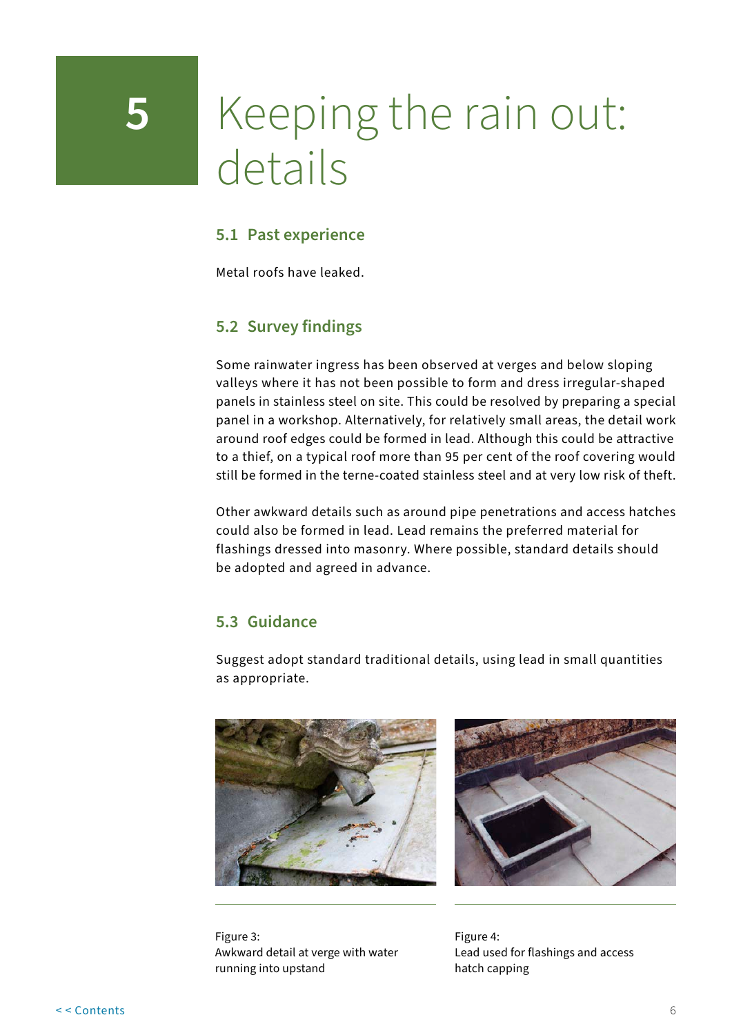# 5 Keeping the rain out: details

## 5.1 Past experience

Metal roofs have leaked.

## 5.2 Survey findings

Some rainwater ingress has been observed at verges and below sloping valleys where it has not been possible to form and dress irregular-shaped panels in stainless steel on site. This could be resolved by preparing a special panel in a workshop. Alternatively, for relatively small areas, the detail work around roof edges could be formed in lead. Although this could be attractive to a thief, on a typical roof more than 95 per cent of the roof covering would still be formed in the terne-coated stainless steel and at very low risk of theft.

Other awkward details such as around pipe penetrations and access hatches could also be formed in lead. Lead remains the preferred material for flashings dressed into masonry. Where possible, standard details should be adopted and agreed in advance.

## 5.3 Guidance

Suggest adopt standard traditional details, using lead in small quantities as appropriate.

Figure 3:
Awkward detail at verge with water running into upstand

Figure 4:
Lead used for flashings and access hatch capping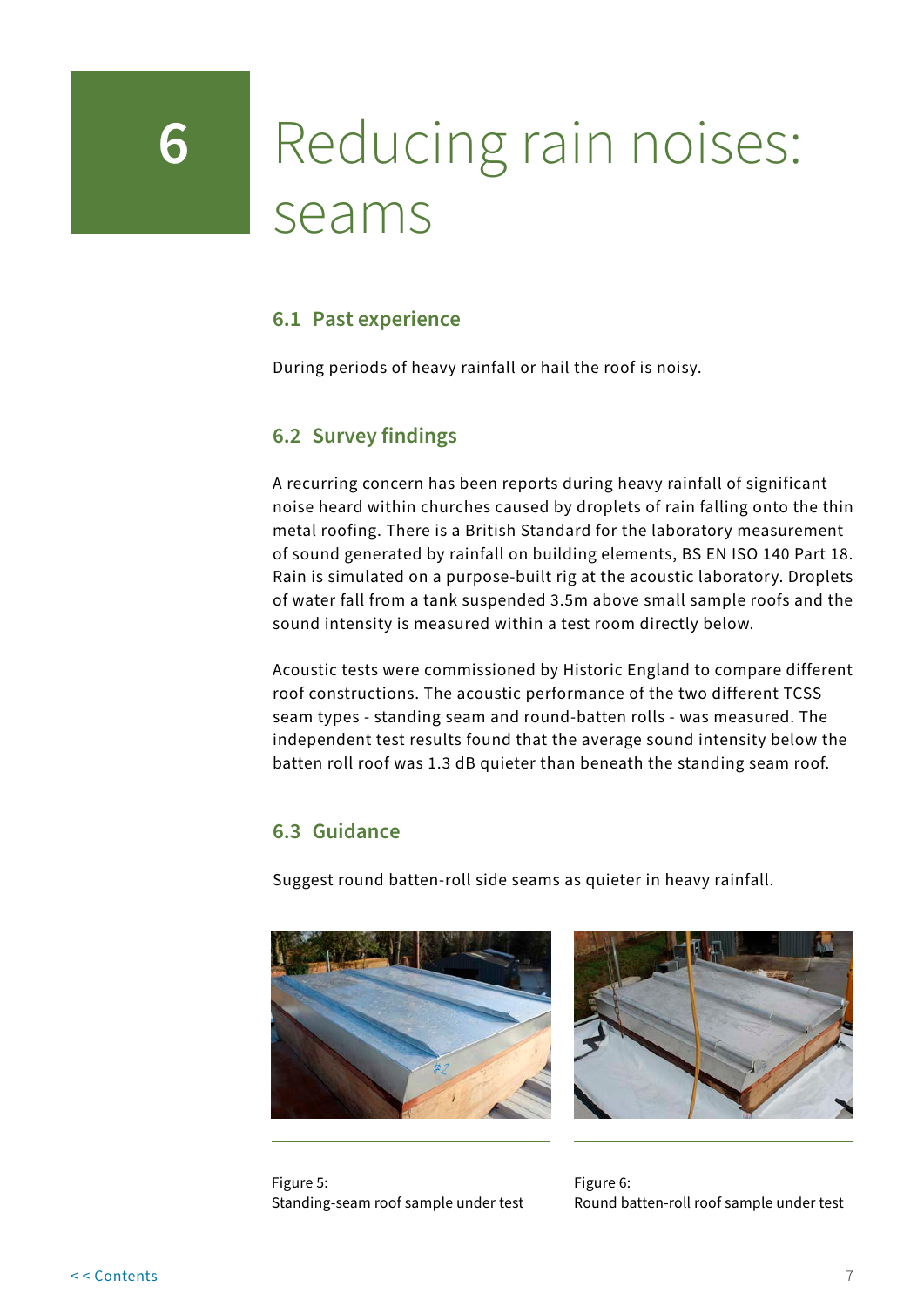# 6 Reducing rain noises: seams

## 6.1 Past experience

During periods of heavy rainfall or hail the roof is noisy.

## 6.2 Survey findings

A recurring concern has been reports during heavy rainfall of significant noise heard within churches caused by droplets of rain falling onto the thin metal roofing. There is a British Standard for the laboratory measurement of sound generated by rainfall on building elements, BS EN ISO 140 Part 18. Rain is simulated on a purpose-built rig at the acoustic laboratory. Droplets of water fall from a tank suspended 3.5m above small sample roofs and the sound intensity is measured within a test room directly below.

Acoustic tests were commissioned by Historic England to compare different roof constructions. The acoustic performance of the two different TCSS seam types - standing seam and round-batten rolls - was measured. The independent test results found that the average sound intensity below the batten roll roof was 1.3 dB quieter than beneath the standing seam roof.

## 6.3 Guidance

Suggest round batten-roll side seams as quieter in heavy rainfall.

Figure 5:
Standing-seam roof sample under test

Figure 6:
Round batten-roll roof sample under test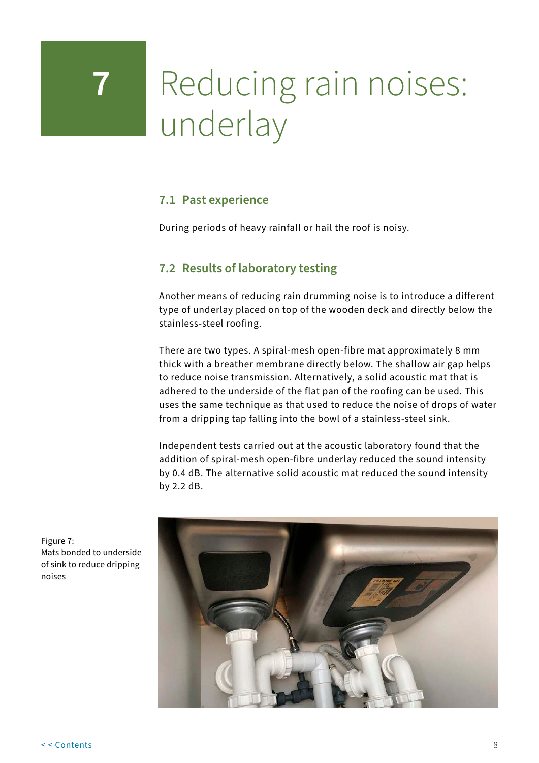# 7 Reducing rain noises: underlay

## 7.1 Past experience

During periods of heavy rainfall or hail the roof is noisy.

## 7.2 Results of laboratory testing

Another means of reducing rain drumming noise is to introduce a different type of underlay placed on top of the wooden deck and directly below the stainless-steel roofing.

There are two types. A spiral-mesh open-fibre mat approximately 8 mm thick with a breather membrane directly below. The shallow air gap helps to reduce noise transmission. Alternatively, a solid acoustic mat that is adhered to the underside of the flat pan of the roofing can be used. This uses the same technique as that used to reduce the noise of drops of water from a dripping tap falling into the bowl of a stainless-steel sink.

Independent tests carried out at the acoustic laboratory found that the addition of spiral-mesh open-fibre underlay reduced the sound intensity by 0.4 dB. The alternative solid acoustic mat reduced the sound intensity by 2.2 dB.

Figure 7:
Mats bonded to underside of sink to reduce dripping noises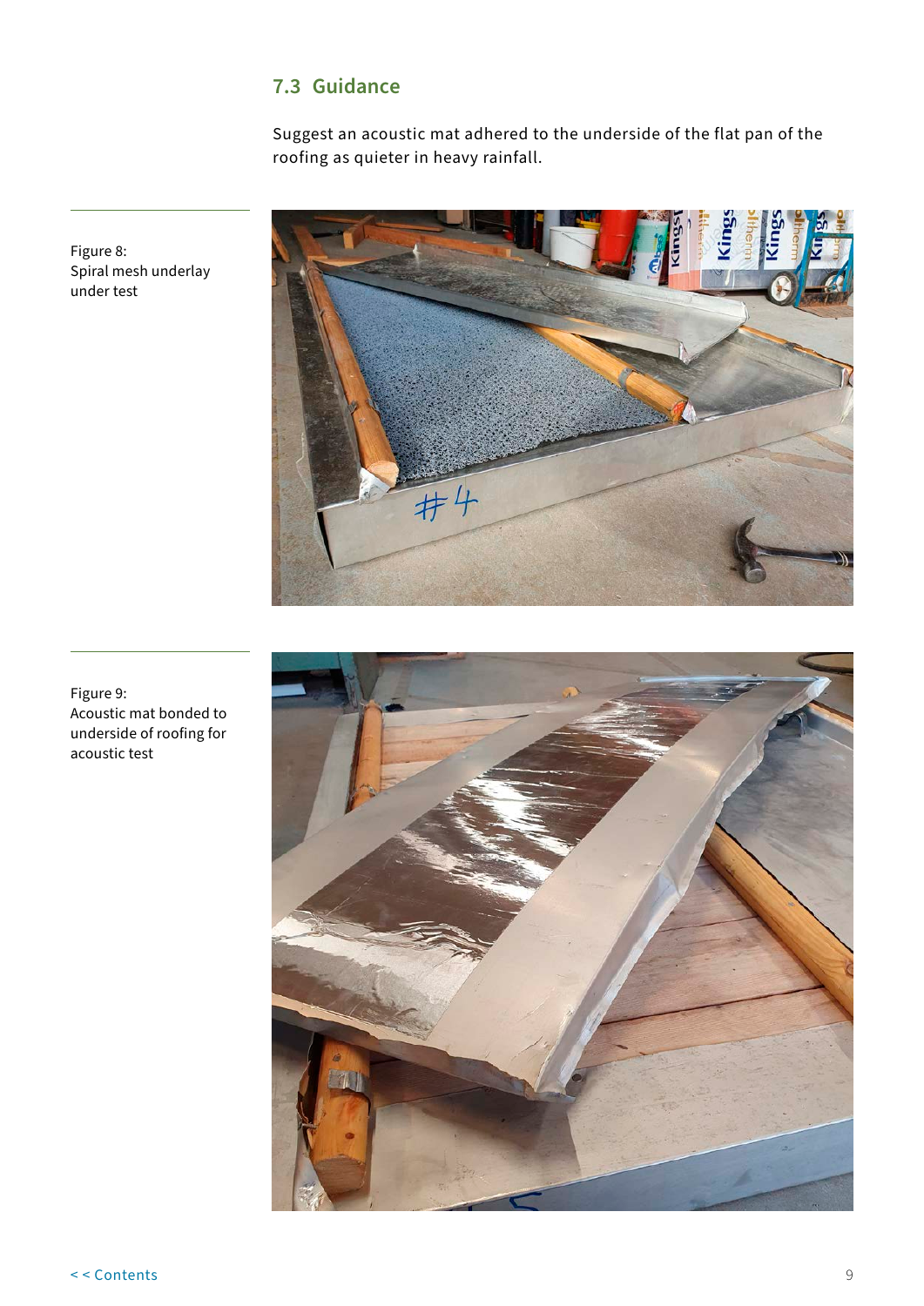## 7.3 Guidance

Suggest an acoustic mat adhered to the underside of the flat pan of the roofing as quieter in heavy rainfall.

Figure 8:
Spiral mesh underlay under test

Figure 9:
Acoustic mat bonded to underside of roofing for acoustic test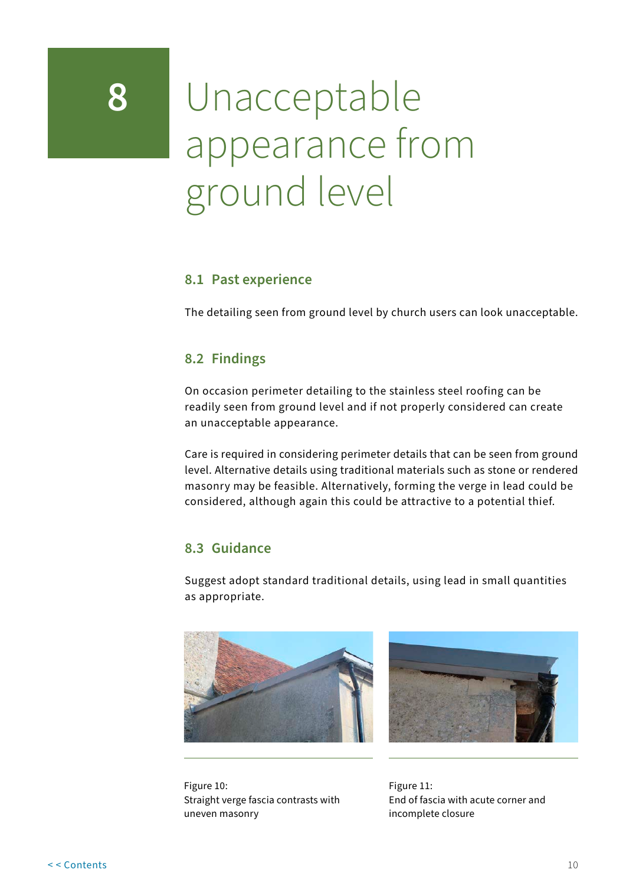# 8 Unacceptable appearance from ground level

## 8.1 Past experience

The detailing seen from ground level by church users can look unacceptable.

## 8.2 Findings

On occasion perimeter detailing to the stainless steel roofing can be readily seen from ground level and if not properly considered can create an unacceptable appearance.

Care is required in considering perimeter details that can be seen from ground level. Alternative details using traditional materials such as stone or rendered masonry may be feasible. Alternatively, forming the verge in lead could be considered, although again this could be attractive to a potential thief.

## 8.3 Guidance

Suggest adopt standard traditional details, using lead in small quantities as appropriate.

Figure 10:
Straight verge fascia contrasts with uneven masonry

Figure 11:
End of fascia with acute corner and incomplete closure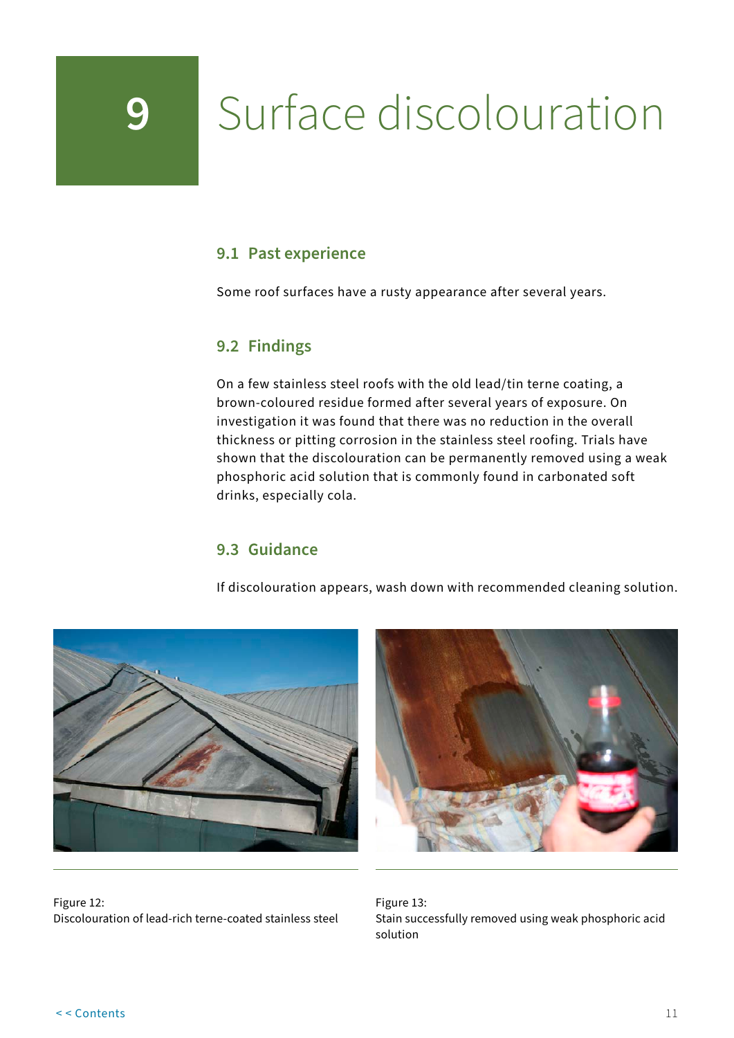# 9 Surface discolouration

## 9.1 Past experience

Some roof surfaces have a rusty appearance after several years.

## 9.2 Findings

On a few stainless steel roofs with the old lead/tin terne coating, a brown-coloured residue formed after several years of exposure. On investigation it was found that there was no reduction in the overall thickness or pitting corrosion in the stainless steel roofing. Trials have shown that the discolouration can be permanently removed using a weak phosphoric acid solution that is commonly found in carbonated soft drinks, especially cola.

## 9.3 Guidance

If discolouration appears, wash down with recommended cleaning solution.

Figure 12:
Discolouration of lead-rich terne-coated stainless steel

Figure 13:
Stain successfully removed using weak phosphoric acid solution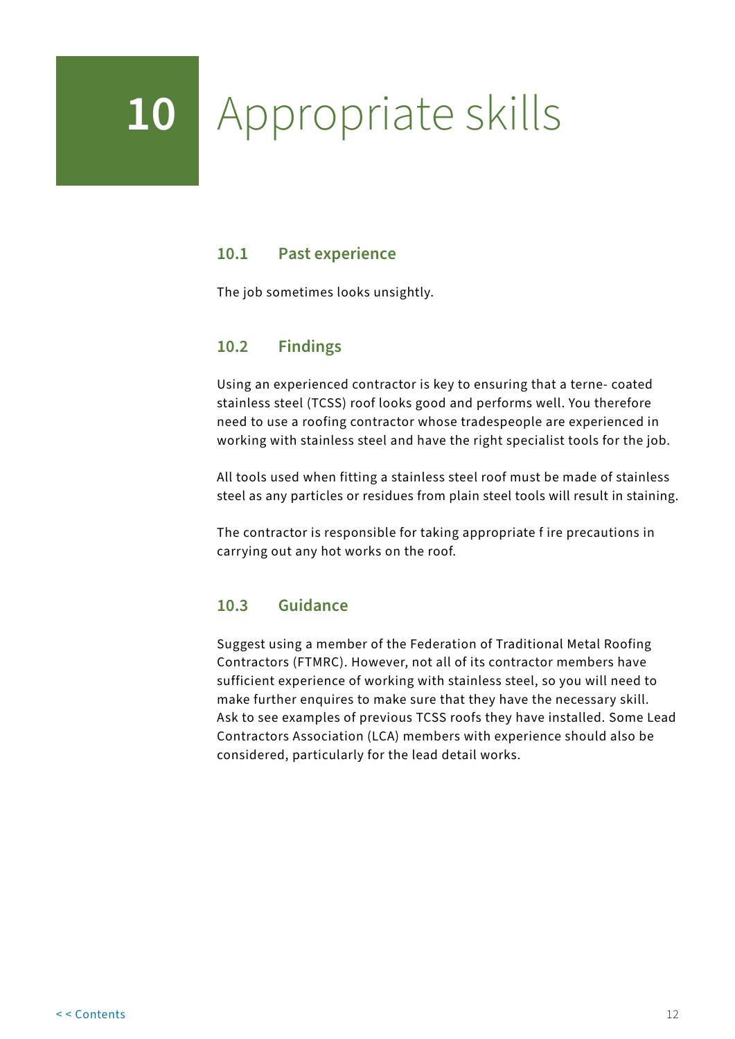# 10 Appropriate skills

## 10.1 Past experience

The job sometimes looks unsightly.

## 10.2 Findings

Using an experienced contractor is key to ensuring that a terne- coated stainless steel (TCSS) roof looks good and performs well. You therefore need to use a roofing contractor whose tradespeople are experienced in working with stainless steel and have the right specialist tools for the job.

All tools used when fitting a stainless steel roof must be made of stainless steel as any particles or residues from plain steel tools will result in staining.

The contractor is responsible for taking appropriate f ire precautions in carrying out any hot works on the roof.

## 10.3 Guidance

Suggest using a member of the Federation of Traditional Metal Roofing Contractors (FTMRC). However, not all of its contractor members have sufficient experience of working with stainless steel, so you will need to make further enquires to make sure that they have the necessary skill. Ask to see examples of previous TCSS roofs they have installed. Some Lead Contractors Association (LCA) members with experience should also be considered, particularly for the lead detail works.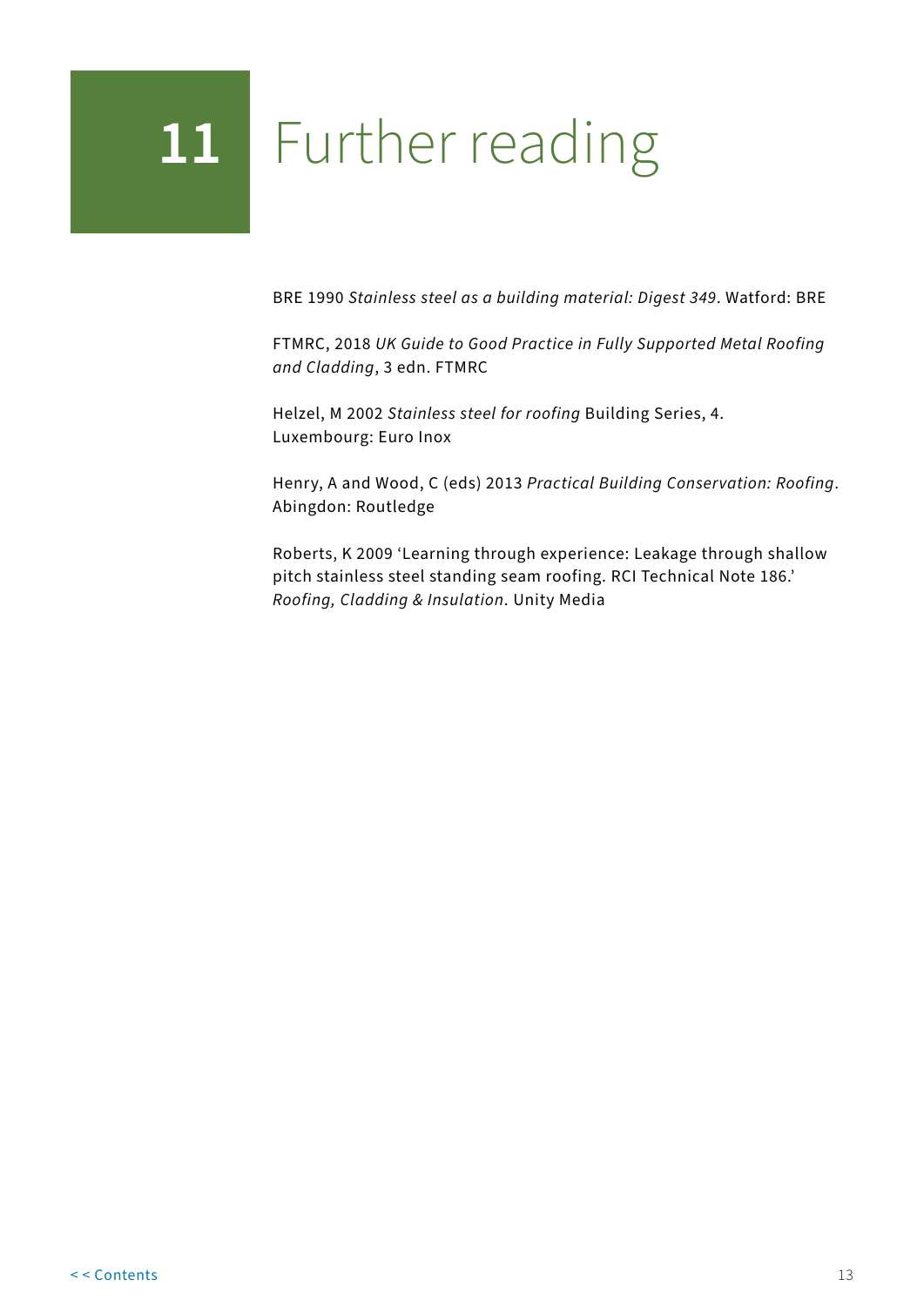# 11 Further reading

BRE 1990 *Stainless steel as a building material: Digest 349*. Watford: BRE

FTMRC, 2018 *UK Guide to Good Practice in Fully Supported Metal Roofing and Cladding*, 3 edn. FTMRC

Helzel, M 2002 *Stainless steel for roofing* Building Series, 4. Luxembourg: Euro Inox

Henry, A and Wood, C (eds) 2013 *Practical Building Conservation: Roofing*. Abingdon: Routledge

Roberts, K 2009 'Learning through experience: Leakage through shallow pitch stainless steel standing seam roofing. RCI Technical Note 186.' *Roofing, Cladding & Insulation*. Unity Media

< < Contents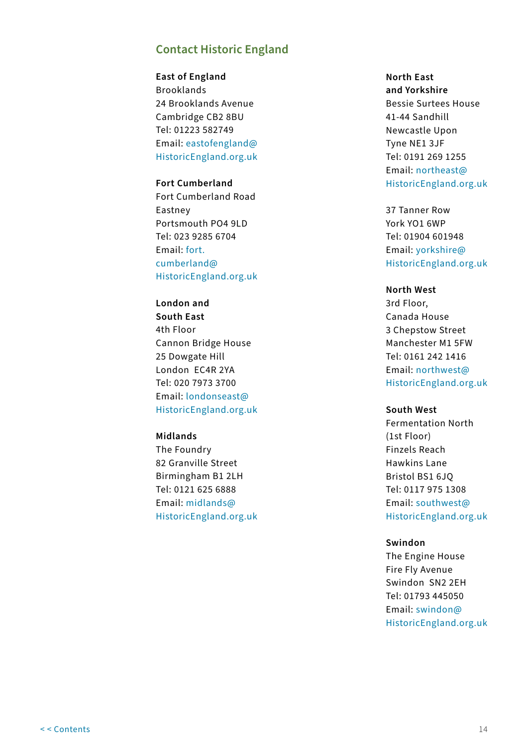## Contact Historic England

**East of England**
Brooklands
24 Brooklands Avenue
Cambridge CB2 8BU
Tel: 01223 582749
Email: eastofengland@HistoricEngland.org.uk

**Fort Cumberland**
Fort Cumberland Road
Eastney
Portsmouth PO4 9LD
Tel: 023 9285 6704
Email: fort.cumberland@HistoricEngland.org.uk

**London and South East**
4th Floor
Cannon Bridge House
25 Dowgate Hill
London EC4R 2YA
Tel: 020 7973 3700
Email: londonseast@HistoricEngland.org.uk

**Midlands**
The Foundry
82 Granville Street
Birmingham B1 2LH
Tel: 0121 625 6888
Email: midlands@HistoricEngland.org.uk

**North East and Yorkshire**
Bessie Surtees House
41-44 Sandhill
Newcastle Upon Tyne NE1 3JF
Tel: 0191 269 1255
Email: northeast@HistoricEngland.org.uk

37 Tanner Row
York YO1 6WP
Tel: 01904 601948
Email: yorkshire@HistoricEngland.org.uk

**North West**
3rd Floor,
Canada House
3 Chepstow Street
Manchester M1 5FW
Tel: 0161 242 1416
Email: northwest@HistoricEngland.org.uk

**South West**
Fermentation North
(1st Floor)
Finzels Reach
Hawkins Lane
Bristol BS1 6JQ
Tel: 0117 975 1308
Email: southwest@HistoricEngland.org.uk

**Swindon**
The Engine House
Fire Fly Avenue
Swindon SN2 2EH
Tel: 01793 445050
Email: swindon@HistoricEngland.org.uk

< < Contents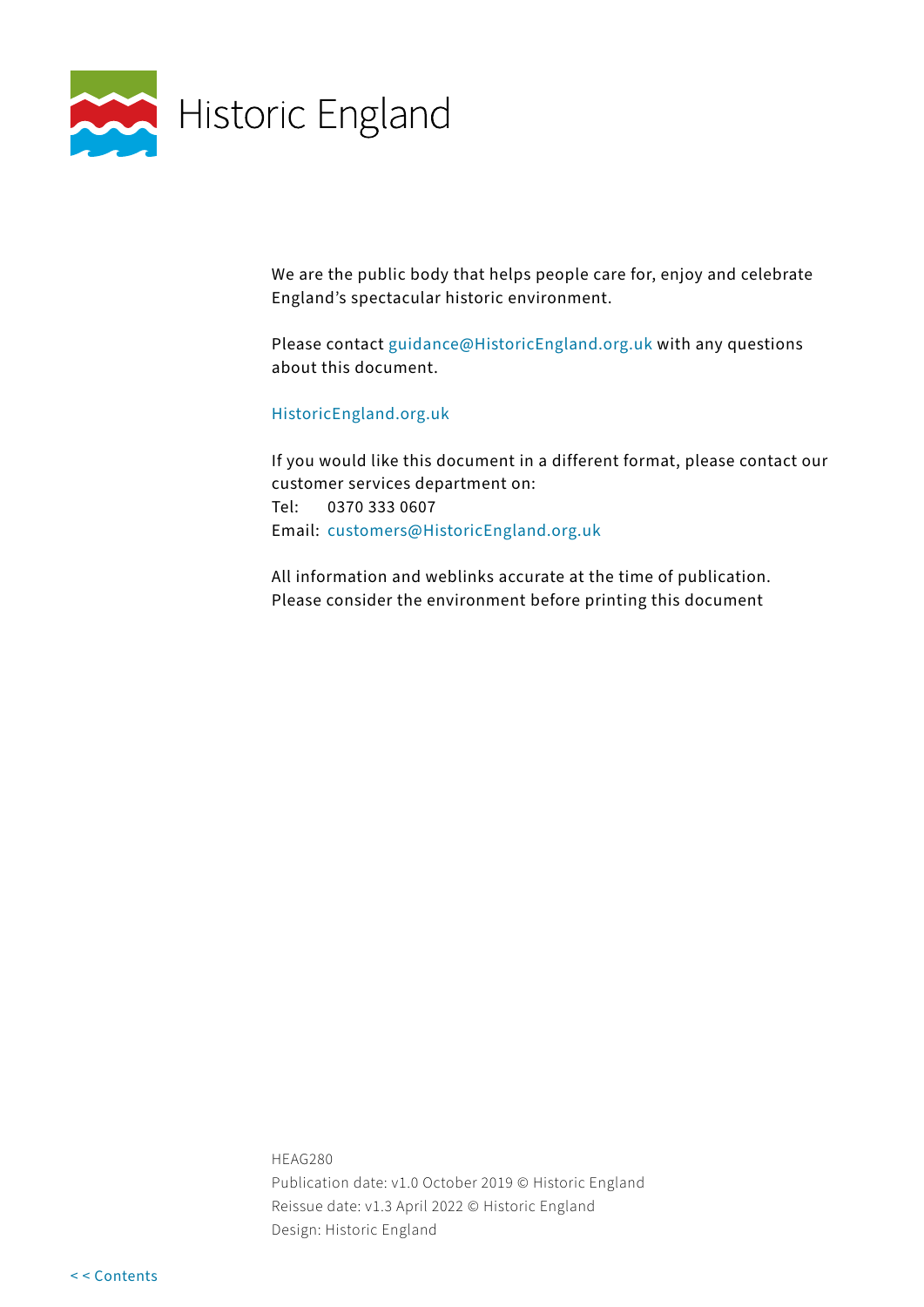Historic England

We are the public body that helps people care for, enjoy and celebrate England's spectacular historic environment.

Please contact guidance@HistoricEngland.org.uk with any questions about this document.

HistoricEngland.org.uk

If you would like this document in a different format, please contact our customer services department on:
Tel: 0370 333 0607
Email: customers@HistoricEngland.org.uk

All information and weblinks accurate at the time of publication.
Please consider the environment before printing this document

HEAG280
Publication date: v1.0 October 2019 © Historic England
Reissue date: v1.3 April 2022 © Historic England
Design: Historic England